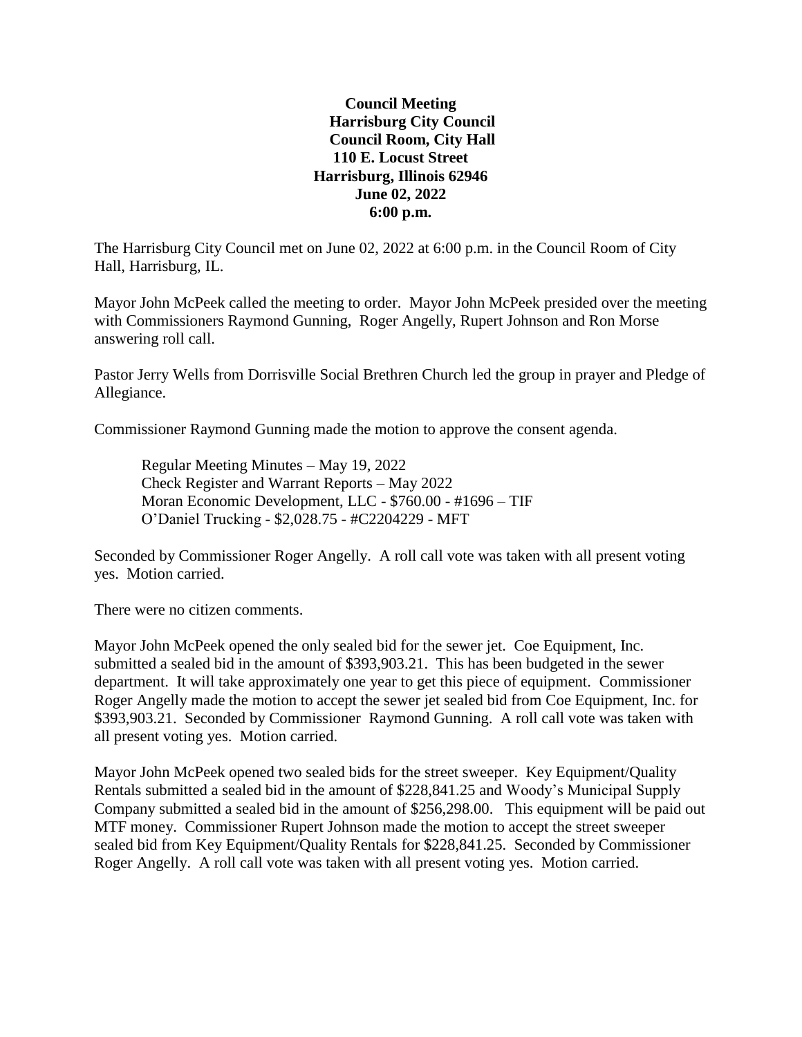**Council Meeting**
**Harrisburg City Council**
**Council Room, City Hall**
**110 E. Locust Street**
**Harrisburg, Illinois 62946**
**June 02, 2022**
**6:00 p.m.**

The Harrisburg City Council met on June 02, 2022 at 6:00 p.m. in the Council Room of City Hall, Harrisburg, IL.

Mayor John McPeek called the meeting to order. Mayor John McPeek presided over the meeting with Commissioners Raymond Gunning, Roger Angelly, Rupert Johnson and Ron Morse answering roll call.

Pastor Jerry Wells from Dorrisville Social Brethren Church led the group in prayer and Pledge of Allegiance.

Commissioner Raymond Gunning made the motion to approve the consent agenda.

> Regular Meeting Minutes – May 19, 2022
> Check Register and Warrant Reports – May 2022
> Moran Economic Development, LLC - $760.00 - #1696 – TIF
> O'Daniel Trucking - $2,028.75 - #C2204229 - MFT

Seconded by Commissioner Roger Angelly. A roll call vote was taken with all present voting yes. Motion carried.

There were no citizen comments.

Mayor John McPeek opened the only sealed bid for the sewer jet. Coe Equipment, Inc. submitted a sealed bid in the amount of $393,903.21. This has been budgeted in the sewer department. It will take approximately one year to get this piece of equipment. Commissioner Roger Angelly made the motion to accept the sewer jet sealed bid from Coe Equipment, Inc. for $393,903.21. Seconded by Commissioner Raymond Gunning. A roll call vote was taken with all present voting yes. Motion carried.

Mayor John McPeek opened two sealed bids for the street sweeper. Key Equipment/Quality Rentals submitted a sealed bid in the amount of $228,841.25 and Woody's Municipal Supply Company submitted a sealed bid in the amount of $256,298.00. This equipment will be paid out MTF money. Commissioner Rupert Johnson made the motion to accept the street sweeper sealed bid from Key Equipment/Quality Rentals for $228,841.25. Seconded by Commissioner Roger Angelly. A roll call vote was taken with all present voting yes. Motion carried.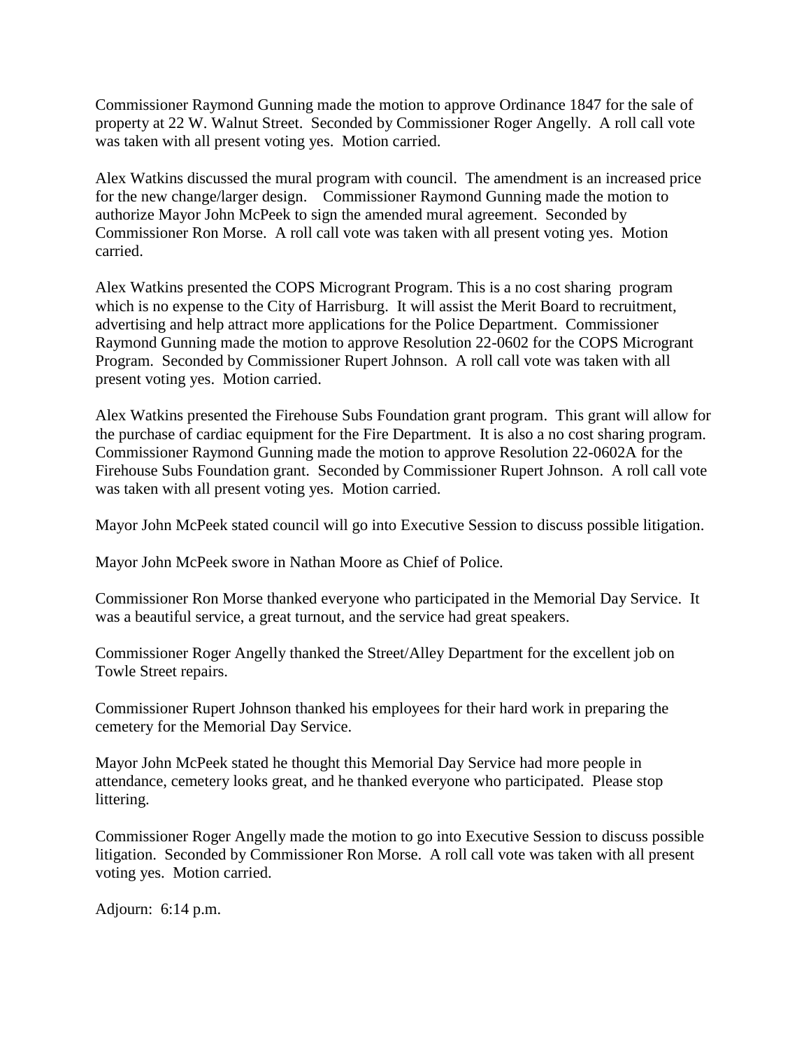Commissioner Raymond Gunning made the motion to approve Ordinance 1847 for the sale of property at 22 W. Walnut Street. Seconded by Commissioner Roger Angelly. A roll call vote was taken with all present voting yes. Motion carried.

Alex Watkins discussed the mural program with council. The amendment is an increased price for the new change/larger design. Commissioner Raymond Gunning made the motion to authorize Mayor John McPeek to sign the amended mural agreement. Seconded by Commissioner Ron Morse. A roll call vote was taken with all present voting yes. Motion carried.

Alex Watkins presented the COPS Microgranт Program. This is a no cost sharing program which is no expense to the City of Harrisburg. It will assist the Merit Board to recruitment, advertising and help attract more applications for the Police Department. Commissioner Raymond Gunning made the motion to approve Resolution 22-0602 for the COPS Micrograrant Program. Seconded by Commissioner Rupert Johnson. A roll call vote was taken with all present voting yes. Motion carried.

Alex Watkins presented the Firehouse Subs Foundation grant program. This grant will allow for the purchase of cardiac equipment for the Fire Department. It is also a no cost sharing program. Commissioner Raymond Gunning made the motion to approve Resolution 22-0602A for the Firehouse Subs Foundation grant. Seconded by Commissioner Rupert Johnson. A roll call vote was taken with all present voting yes. Motion carried.

Mayor John McPeek stated council will go into Executive Session to discuss possible litigation.

Mayor John McPeek swore in Nathan Moore as Chief of Police.

Commissioner Ron Morse thanked everyone who participated in the Memorial Day Service. It was a beautiful service, a great turnout, and the service had great speakers.

Commissioner Roger Angelly thanked the Street/Alley Department for the excellent job on Towle Street repairs.

Commissioner Rupert Johnson thanked his employees for their hard work in preparing the cemetery for the Memorial Day Service.

Mayor John McPeek stated he thought this Memorial Day Service had more people in attendance, cemetery looks great, and he thanked everyone who participated. Please stop littering.

Commissioner Roger Angelly made the motion to go into Executive Session to discuss possible litigation. Seconded by Commissioner Ron Morse. A roll call vote was taken with all present voting yes. Motion carried.

Adjourn: 6:14 p.m.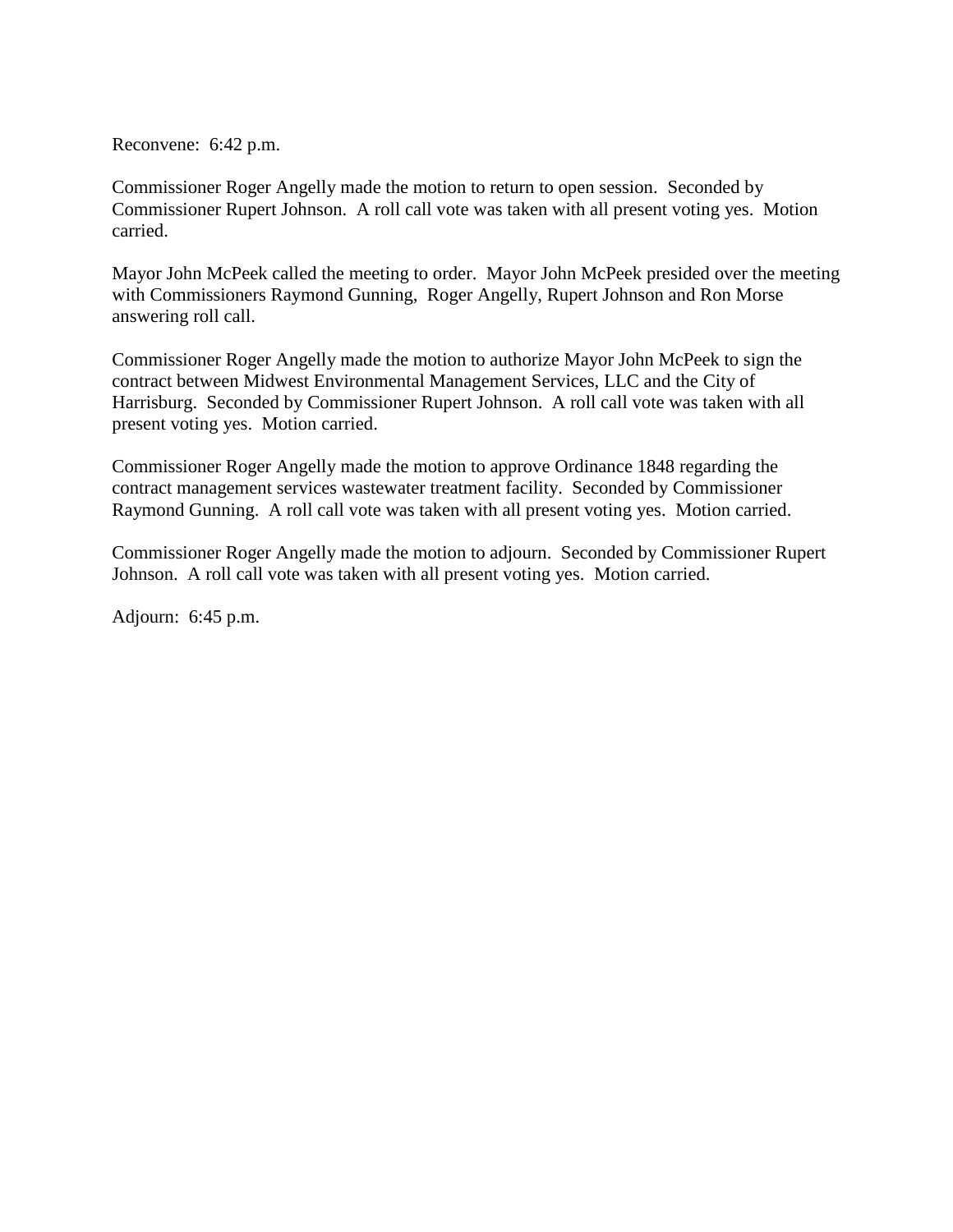Reconvene: 6:42 p.m.

Commissioner Roger Angelly made the motion to return to open session. Seconded by Commissioner Rupert Johnson. A roll call vote was taken with all present voting yes. Motion carried.

Mayor John McPeek called the meeting to order. Mayor John McPeek presided over the meeting with Commissioners Raymond Gunning, Roger Angelly, Rupert Johnson and Ron Morse answering roll call.

Commissioner Roger Angelly made the motion to authorize Mayor John McPeek to sign the contract between Midwest Environmental Management Services, LLC and the City of Harrisburg. Seconded by Commissioner Rupert Johnson. A roll call vote was taken with all present voting yes. Motion carried.

Commissioner Roger Angelly made the motion to approve Ordinance 1848 regarding the contract management services wastewater treatment facility. Seconded by Commissioner Raymond Gunning. A roll call vote was taken with all present voting yes. Motion carried.

Commissioner Roger Angelly made the motion to adjourn. Seconded by Commissioner Rupert Johnson. A roll call vote was taken with all present voting yes. Motion carried.

Adjourn: 6:45 p.m.